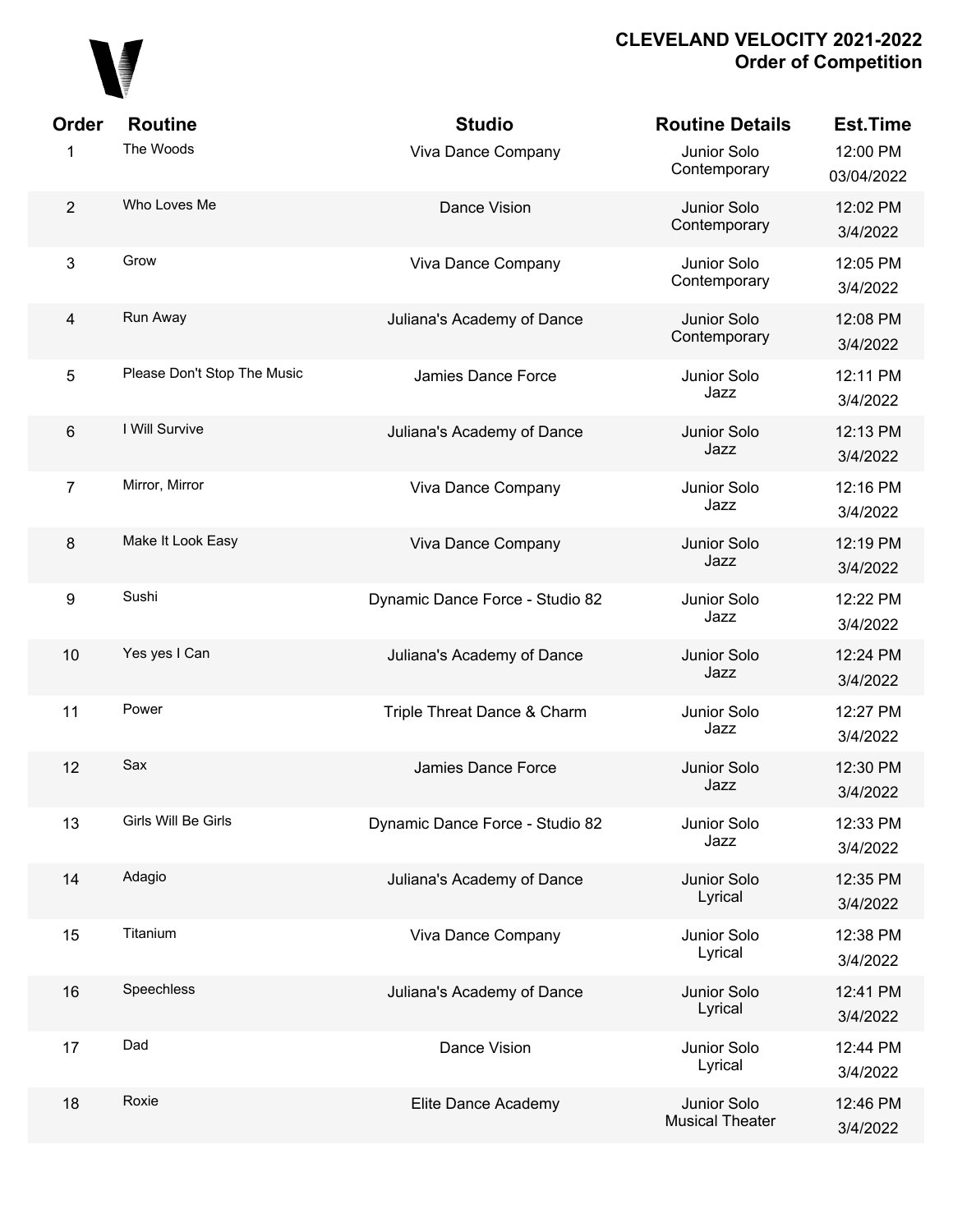# CLEVELAND VELOCITY 2021-2022
## Order of Competition

| Order | Routine | Studio | Routine Details | Est.Time |
|---|---|---|---|---|
| 1 | The Woods | Viva Dance Company | Junior Solo Contemporary | 12:00 PM 03/04/2022 |
| 2 | Who Loves Me | Dance Vision | Junior Solo Contemporary | 12:02 PM 3/4/2022 |
| 3 | Grow | Viva Dance Company | Junior Solo Contemporary | 12:05 PM 3/4/2022 |
| 4 | Run Away | Juliana's Academy of Dance | Junior Solo Contemporary | 12:08 PM 3/4/2022 |
| 5 | Please Don't Stop The Music | Jamies Dance Force | Junior Solo Jazz | 12:11 PM 3/4/2022 |
| 6 | I Will Survive | Juliana's Academy of Dance | Junior Solo Jazz | 12:13 PM 3/4/2022 |
| 7 | Mirror, Mirror | Viva Dance Company | Junior Solo Jazz | 12:16 PM 3/4/2022 |
| 8 | Make It Look Easy | Viva Dance Company | Junior Solo Jazz | 12:19 PM 3/4/2022 |
| 9 | Sushi | Dynamic Dance Force - Studio 82 | Junior Solo Jazz | 12:22 PM 3/4/2022 |
| 10 | Yes yes I Can | Juliana's Academy of Dance | Junior Solo Jazz | 12:24 PM 3/4/2022 |
| 11 | Power | Triple Threat Dance & Charm | Junior Solo Jazz | 12:27 PM 3/4/2022 |
| 12 | Sax | Jamies Dance Force | Junior Solo Jazz | 12:30 PM 3/4/2022 |
| 13 | Girls Will Be Girls | Dynamic Dance Force - Studio 82 | Junior Solo Jazz | 12:33 PM 3/4/2022 |
| 14 | Adagio | Juliana's Academy of Dance | Junior Solo Lyrical | 12:35 PM 3/4/2022 |
| 15 | Titanium | Viva Dance Company | Junior Solo Lyrical | 12:38 PM 3/4/2022 |
| 16 | Speechless | Juliana's Academy of Dance | Junior Solo Lyrical | 12:41 PM 3/4/2022 |
| 17 | Dad | Dance Vision | Junior Solo Lyrical | 12:44 PM 3/4/2022 |
| 18 | Roxie | Elite Dance Academy | Junior Solo Musical Theater | 12:46 PM 3/4/2022 |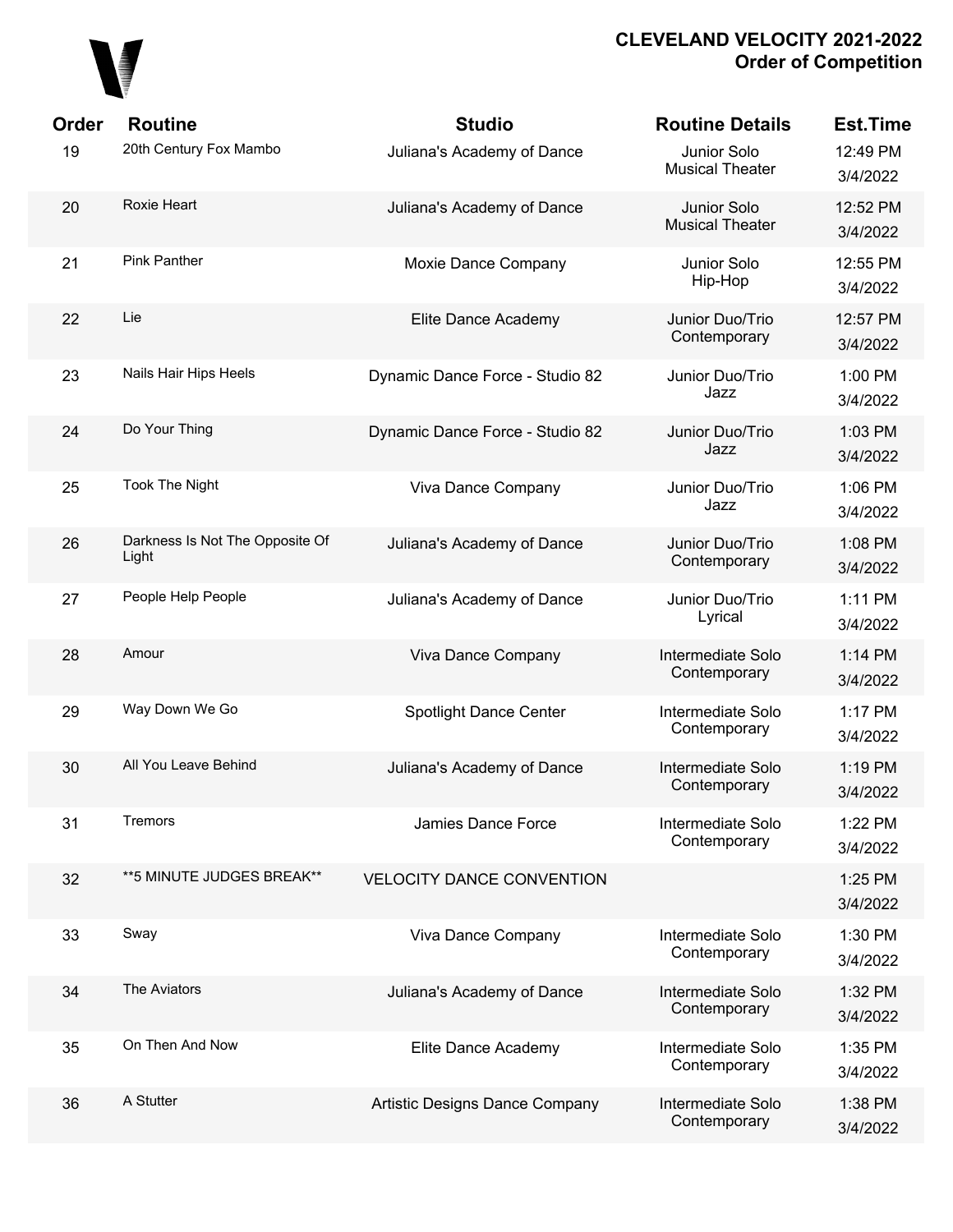# CLEVELAND VELOCITY 2021-2022
## Order of Competition

| Order | Routine | Studio | Routine Details | Est.Time |
|---|---|---|---|---|
| 19 | 20th Century Fox Mambo | Juliana's Academy of Dance | Junior Solo Musical Theater | 12:49 PM 3/4/2022 |
| 20 | Roxie Heart | Juliana's Academy of Dance | Junior Solo Musical Theater | 12:52 PM 3/4/2022 |
| 21 | Pink Panther | Moxie Dance Company | Junior Solo Hip-Hop | 12:55 PM 3/4/2022 |
| 22 | Lie | Elite Dance Academy | Junior Duo/Trio Contemporary | 12:57 PM 3/4/2022 |
| 23 | Nails Hair Hips Heels | Dynamic Dance Force - Studio 82 | Junior Duo/Trio Jazz | 1:00 PM 3/4/2022 |
| 24 | Do Your Thing | Dynamic Dance Force - Studio 82 | Junior Duo/Trio Jazz | 1:03 PM 3/4/2022 |
| 25 | Took The Night | Viva Dance Company | Junior Duo/Trio Jazz | 1:06 PM 3/4/2022 |
| 26 | Darkness Is Not The Opposite Of Light | Juliana's Academy of Dance | Junior Duo/Trio Contemporary | 1:08 PM 3/4/2022 |
| 27 | People Help People | Juliana's Academy of Dance | Junior Duo/Trio Lyrical | 1:11 PM 3/4/2022 |
| 28 | Amour | Viva Dance Company | Intermediate Solo Contemporary | 1:14 PM 3/4/2022 |
| 29 | Way Down We Go | Spotlight Dance Center | Intermediate Solo Contemporary | 1:17 PM 3/4/2022 |
| 30 | All You Leave Behind | Juliana's Academy of Dance | Intermediate Solo Contemporary | 1:19 PM 3/4/2022 |
| 31 | Tremors | Jamies Dance Force | Intermediate Solo Contemporary | 1:22 PM 3/4/2022 |
| 32 | **5 MINUTE JUDGES BREAK** | VELOCITY DANCE CONVENTION | | 1:25 PM 3/4/2022 |
| 33 | Sway | Viva Dance Company | Intermediate Solo Contemporary | 1:30 PM 3/4/2022 |
| 34 | The Aviators | Juliana's Academy of Dance | Intermediate Solo Contemporary | 1:32 PM 3/4/2022 |
| 35 | On Then And Now | Elite Dance Academy | Intermediate Solo Contemporary | 1:35 PM 3/4/2022 |
| 36 | A Stutter | Artistic Designs Dance Company | Intermediate Solo Contemporary | 1:38 PM 3/4/2022 |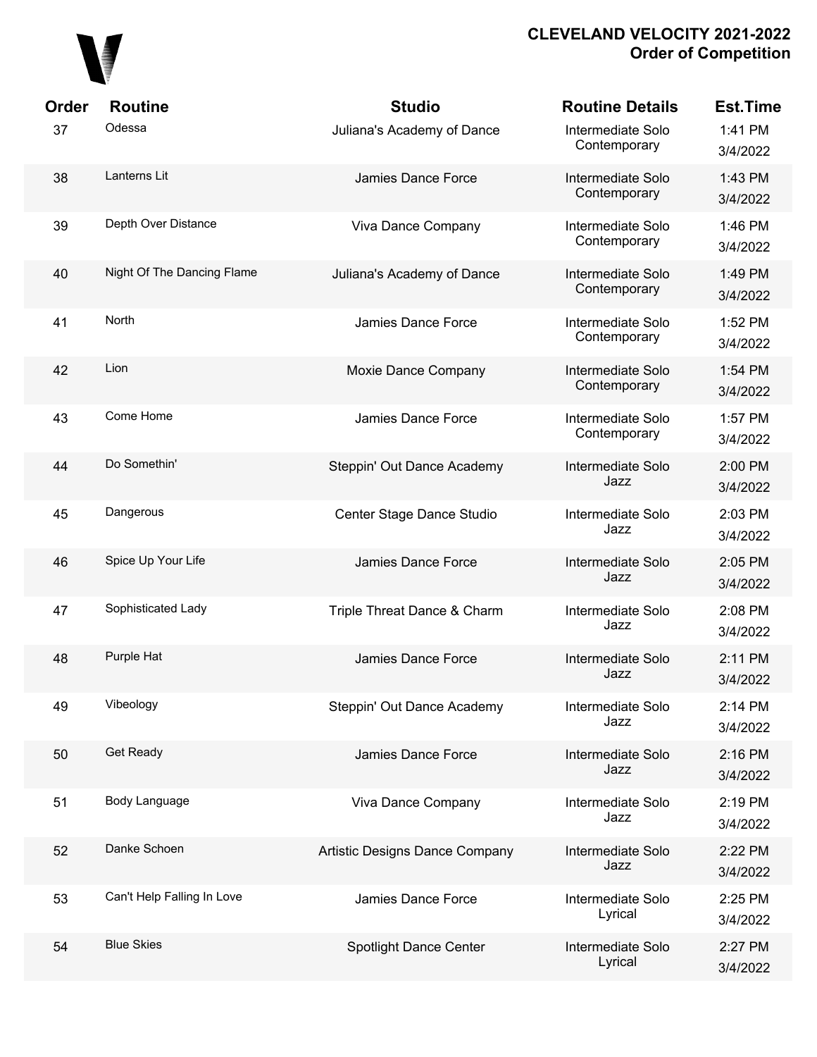**CLEVELAND VELOCITY 2021-2022**
**Order of Competition**

| Order | Routine | Studio | Routine Details | Est.Time |
|---|---|---|---|---|
| 37 | Odessa | Juliana's Academy of Dance | Intermediate Solo Contemporary | 1:41 PM 3/4/2022 |
| 38 | Lanterns Lit | Jamies Dance Force | Intermediate Solo Contemporary | 1:43 PM 3/4/2022 |
| 39 | Depth Over Distance | Viva Dance Company | Intermediate Solo Contemporary | 1:46 PM 3/4/2022 |
| 40 | Night Of The Dancing Flame | Juliana's Academy of Dance | Intermediate Solo Contemporary | 1:49 PM 3/4/2022 |
| 41 | North | Jamies Dance Force | Intermediate Solo Contemporary | 1:52 PM 3/4/2022 |
| 42 | Lion | Moxie Dance Company | Intermediate Solo Contemporary | 1:54 PM 3/4/2022 |
| 43 | Come Home | Jamies Dance Force | Intermediate Solo Contemporary | 1:57 PM 3/4/2022 |
| 44 | Do Somethin' | Steppin' Out Dance Academy | Intermediate Solo Jazz | 2:00 PM 3/4/2022 |
| 45 | Dangerous | Center Stage Dance Studio | Intermediate Solo Jazz | 2:03 PM 3/4/2022 |
| 46 | Spice Up Your Life | Jamies Dance Force | Intermediate Solo Jazz | 2:05 PM 3/4/2022 |
| 47 | Sophisticated Lady | Triple Threat Dance & Charm | Intermediate Solo Jazz | 2:08 PM 3/4/2022 |
| 48 | Purple Hat | Jamies Dance Force | Intermediate Solo Jazz | 2:11 PM 3/4/2022 |
| 49 | Vibeology | Steppin' Out Dance Academy | Intermediate Solo Jazz | 2:14 PM 3/4/2022 |
| 50 | Get Ready | Jamies Dance Force | Intermediate Solo Jazz | 2:16 PM 3/4/2022 |
| 51 | Body Language | Viva Dance Company | Intermediate Solo Jazz | 2:19 PM 3/4/2022 |
| 52 | Danke Schoen | Artistic Designs Dance Company | Intermediate Solo Jazz | 2:22 PM 3/4/2022 |
| 53 | Can't Help Falling In Love | Jamies Dance Force | Intermediate Solo Lyrical | 2:25 PM 3/4/2022 |
| 54 | Blue Skies | Spotlight Dance Center | Intermediate Solo Lyrical | 2:27 PM 3/4/2022 |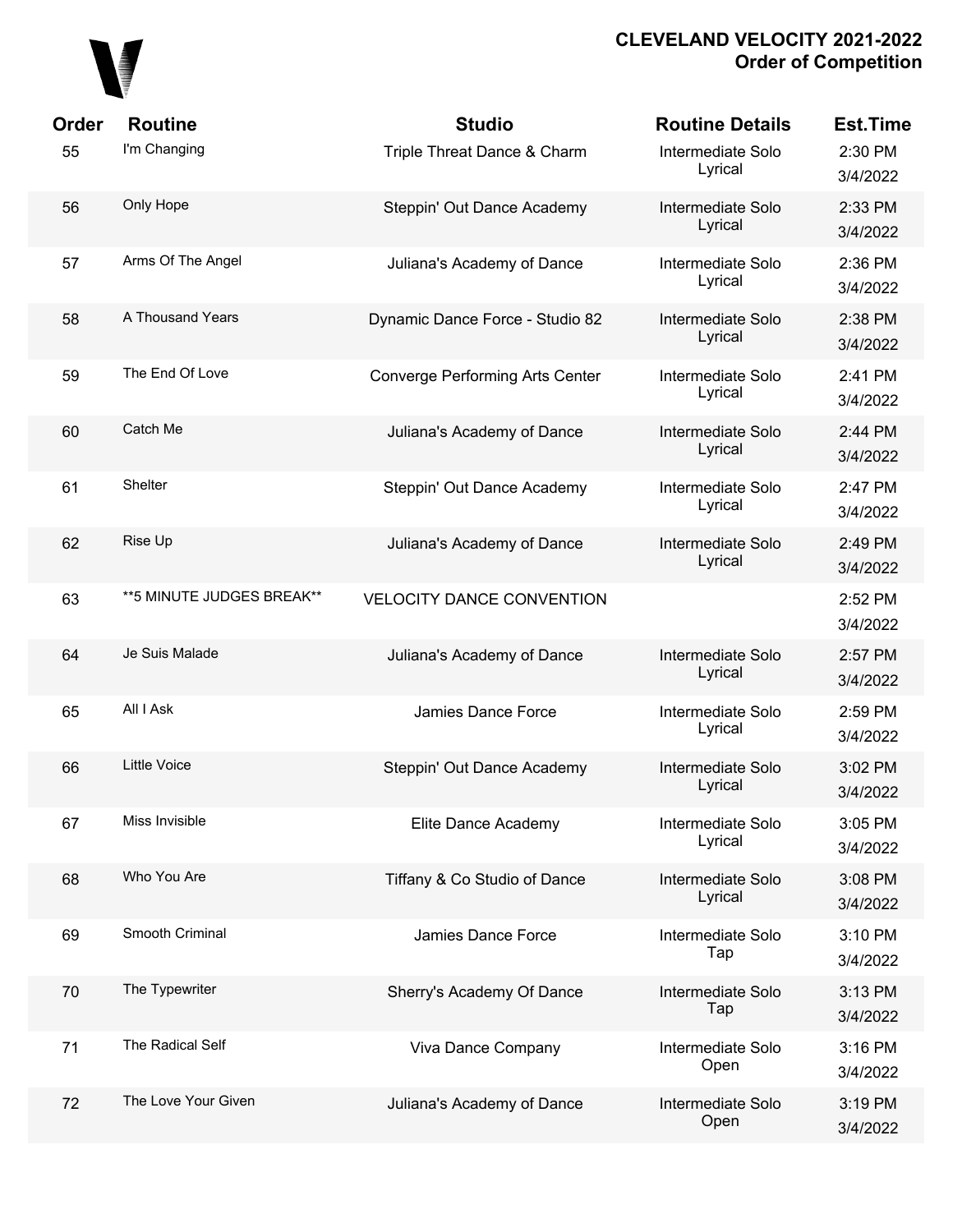## CLEVELAND VELOCITY 2021-2022
## Order of Competition

| Order | Routine | Studio | Routine Details | Est.Time |
|---|---|---|---|---|
| 55 | I'm Changing | Triple Threat Dance & Charm | Intermediate Solo Lyrical | 2:30 PM 3/4/2022 |
| 56 | Only Hope | Steppin' Out Dance Academy | Intermediate Solo Lyrical | 2:33 PM 3/4/2022 |
| 57 | Arms Of The Angel | Juliana's Academy of Dance | Intermediate Solo Lyrical | 2:36 PM 3/4/2022 |
| 58 | A Thousand Years | Dynamic Dance Force - Studio 82 | Intermediate Solo Lyrical | 2:38 PM 3/4/2022 |
| 59 | The End Of Love | Converge Performing Arts Center | Intermediate Solo Lyrical | 2:41 PM 3/4/2022 |
| 60 | Catch Me | Juliana's Academy of Dance | Intermediate Solo Lyrical | 2:44 PM 3/4/2022 |
| 61 | Shelter | Steppin' Out Dance Academy | Intermediate Solo Lyrical | 2:47 PM 3/4/2022 |
| 62 | Rise Up | Juliana's Academy of Dance | Intermediate Solo Lyrical | 2:49 PM 3/4/2022 |
| 63 | **5 MINUTE JUDGES BREAK** | VELOCITY DANCE CONVENTION | | 2:52 PM 3/4/2022 |
| 64 | Je Suis Malade | Juliana's Academy of Dance | Intermediate Solo Lyrical | 2:57 PM 3/4/2022 |
| 65 | All I Ask | Jamies Dance Force | Intermediate Solo Lyrical | 2:59 PM 3/4/2022 |
| 66 | Little Voice | Steppin' Out Dance Academy | Intermediate Solo Lyrical | 3:02 PM 3/4/2022 |
| 67 | Miss Invisible | Elite Dance Academy | Intermediate Solo Lyrical | 3:05 PM 3/4/2022 |
| 68 | Who You Are | Tiffany & Co Studio of Dance | Intermediate Solo Lyrical | 3:08 PM 3/4/2022 |
| 69 | Smooth Criminal | Jamies Dance Force | Intermediate Solo Tap | 3:10 PM 3/4/2022 |
| 70 | The Typewriter | Sherry's Academy Of Dance | Intermediate Solo Tap | 3:13 PM 3/4/2022 |
| 71 | The Radical Self | Viva Dance Company | Intermediate Solo Open | 3:16 PM 3/4/2022 |
| 72 | The Love Your Given | Juliana's Academy of Dance | Intermediate Solo Open | 3:19 PM 3/4/2022 |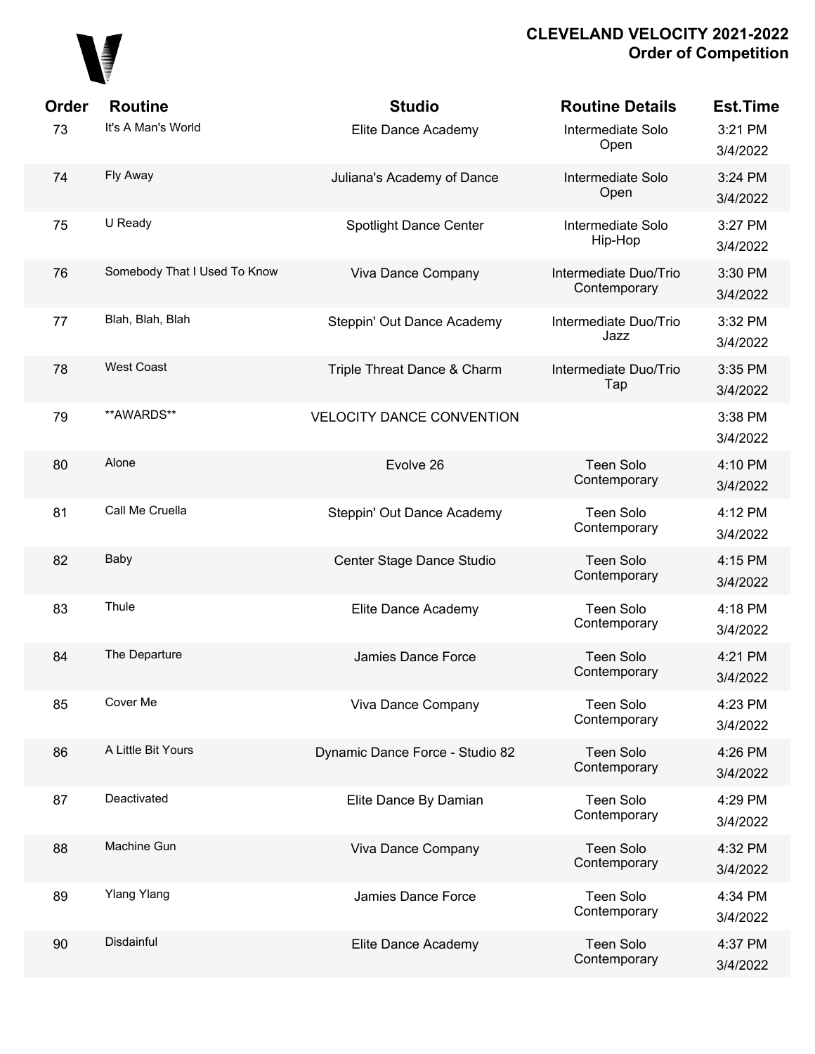# CLEVELAND VELOCITY 2021-2022
## Order of Competition

| Order | Routine | Studio | Routine Details | Est.Time |
|---|---|---|---|---|
| 73 | It's A Man's World | Elite Dance Academy | Intermediate Solo Open | 3:21 PM 3/4/2022 |
| 74 | Fly Away | Juliana's Academy of Dance | Intermediate Solo Open | 3:24 PM 3/4/2022 |
| 75 | U Ready | Spotlight Dance Center | Intermediate Solo Hip-Hop | 3:27 PM 3/4/2022 |
| 76 | Somebody That I Used To Know | Viva Dance Company | Intermediate Duo/Trio Contemporary | 3:30 PM 3/4/2022 |
| 77 | Blah, Blah, Blah | Steppin' Out Dance Academy | Intermediate Duo/Trio Jazz | 3:32 PM 3/4/2022 |
| 78 | West Coast | Triple Threat Dance & Charm | Intermediate Duo/Trio Tap | 3:35 PM 3/4/2022 |
| 79 | **AWARDS** | VELOCITY DANCE CONVENTION | | 3:38 PM 3/4/2022 |
| 80 | Alone | Evolve 26 | Teen Solo Contemporary | 4:10 PM 3/4/2022 |
| 81 | Call Me Cruella | Steppin' Out Dance Academy | Teen Solo Contemporary | 4:12 PM 3/4/2022 |
| 82 | Baby | Center Stage Dance Studio | Teen Solo Contemporary | 4:15 PM 3/4/2022 |
| 83 | Thule | Elite Dance Academy | Teen Solo Contemporary | 4:18 PM 3/4/2022 |
| 84 | The Departure | Jamies Dance Force | Teen Solo Contemporary | 4:21 PM 3/4/2022 |
| 85 | Cover Me | Viva Dance Company | Teen Solo Contemporary | 4:23 PM 3/4/2022 |
| 86 | A Little Bit Yours | Dynamic Dance Force - Studio 82 | Teen Solo Contemporary | 4:26 PM 3/4/2022 |
| 87 | Deactivated | Elite Dance By Damian | Teen Solo Contemporary | 4:29 PM 3/4/2022 |
| 88 | Machine Gun | Viva Dance Company | Teen Solo Contemporary | 4:32 PM 3/4/2022 |
| 89 | Ylang Ylang | Jamies Dance Force | Teen Solo Contemporary | 4:34 PM 3/4/2022 |
| 90 | Disdainful | Elite Dance Academy | Teen Solo Contemporary | 4:37 PM 3/4/2022 |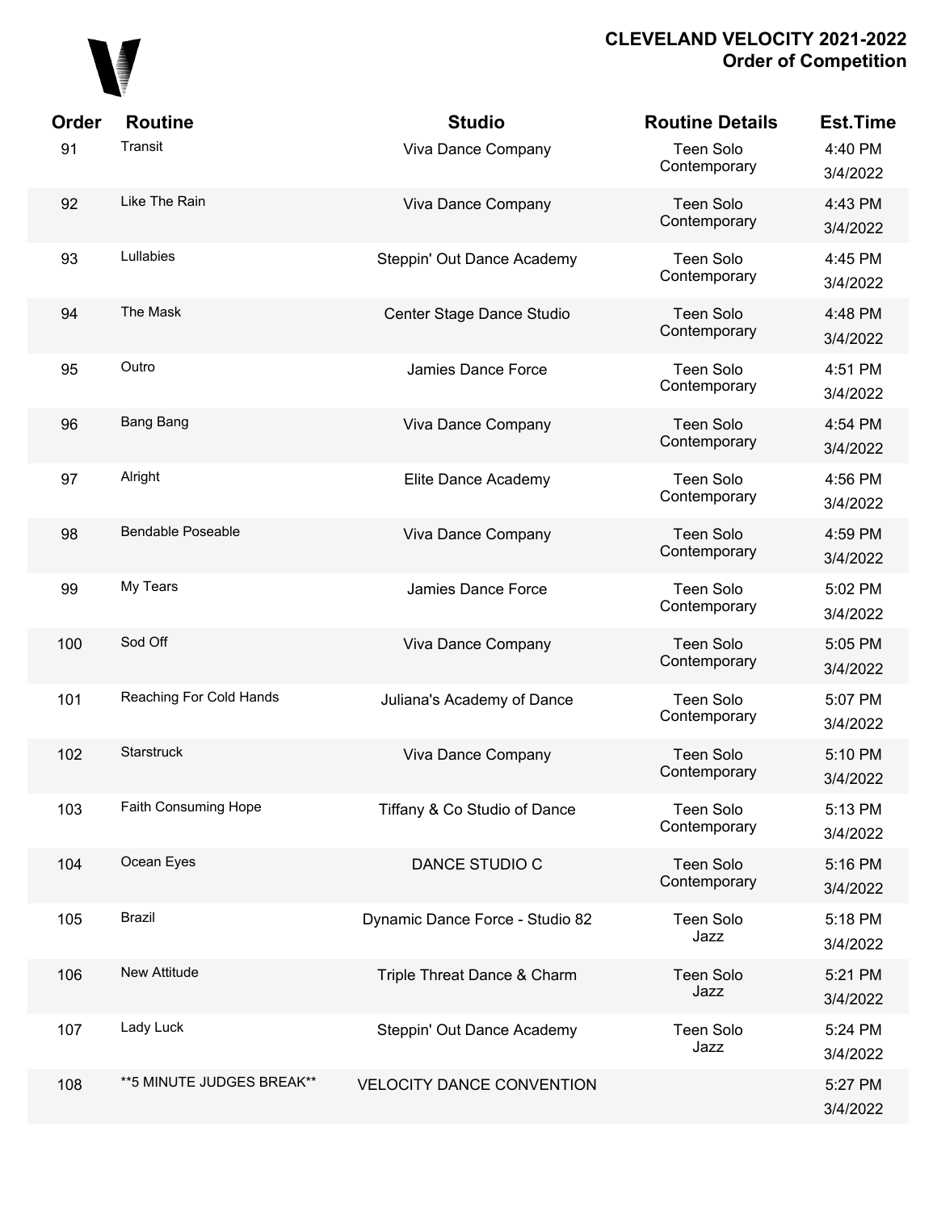# CLEVELAND VELOCITY 2021-2022
## Order of Competition

| Order | Routine | Studio | Routine Details | Est.Time |
|---|---|---|---|---|
| 91 | Transit | Viva Dance Company | Teen Solo Contemporary | 4:40 PM 3/4/2022 |
| 92 | Like The Rain | Viva Dance Company | Teen Solo Contemporary | 4:43 PM 3/4/2022 |
| 93 | Lullabies | Steppin' Out Dance Academy | Teen Solo Contemporary | 4:45 PM 3/4/2022 |
| 94 | The Mask | Center Stage Dance Studio | Teen Solo Contemporary | 4:48 PM 3/4/2022 |
| 95 | Outro | Jamies Dance Force | Teen Solo Contemporary | 4:51 PM 3/4/2022 |
| 96 | Bang Bang | Viva Dance Company | Teen Solo Contemporary | 4:54 PM 3/4/2022 |
| 97 | Alright | Elite Dance Academy | Teen Solo Contemporary | 4:56 PM 3/4/2022 |
| 98 | Bendable Poseable | Viva Dance Company | Teen Solo Contemporary | 4:59 PM 3/4/2022 |
| 99 | My Tears | Jamies Dance Force | Teen Solo Contemporary | 5:02 PM 3/4/2022 |
| 100 | Sod Off | Viva Dance Company | Teen Solo Contemporary | 5:05 PM 3/4/2022 |
| 101 | Reaching For Cold Hands | Juliana's Academy of Dance | Teen Solo Contemporary | 5:07 PM 3/4/2022 |
| 102 | Starstruck | Viva Dance Company | Teen Solo Contemporary | 5:10 PM 3/4/2022 |
| 103 | Faith Consuming Hope | Tiffany & Co Studio of Dance | Teen Solo Contemporary | 5:13 PM 3/4/2022 |
| 104 | Ocean Eyes | DANCE STUDIO C | Teen Solo Contemporary | 5:16 PM 3/4/2022 |
| 105 | Brazil | Dynamic Dance Force - Studio 82 | Teen Solo Jazz | 5:18 PM 3/4/2022 |
| 106 | New Attitude | Triple Threat Dance & Charm | Teen Solo Jazz | 5:21 PM 3/4/2022 |
| 107 | Lady Luck | Steppin' Out Dance Academy | Teen Solo Jazz | 5:24 PM 3/4/2022 |
| 108 | **5 MINUTE JUDGES BREAK** | VELOCITY DANCE CONVENTION | | 5:27 PM 3/4/2022 |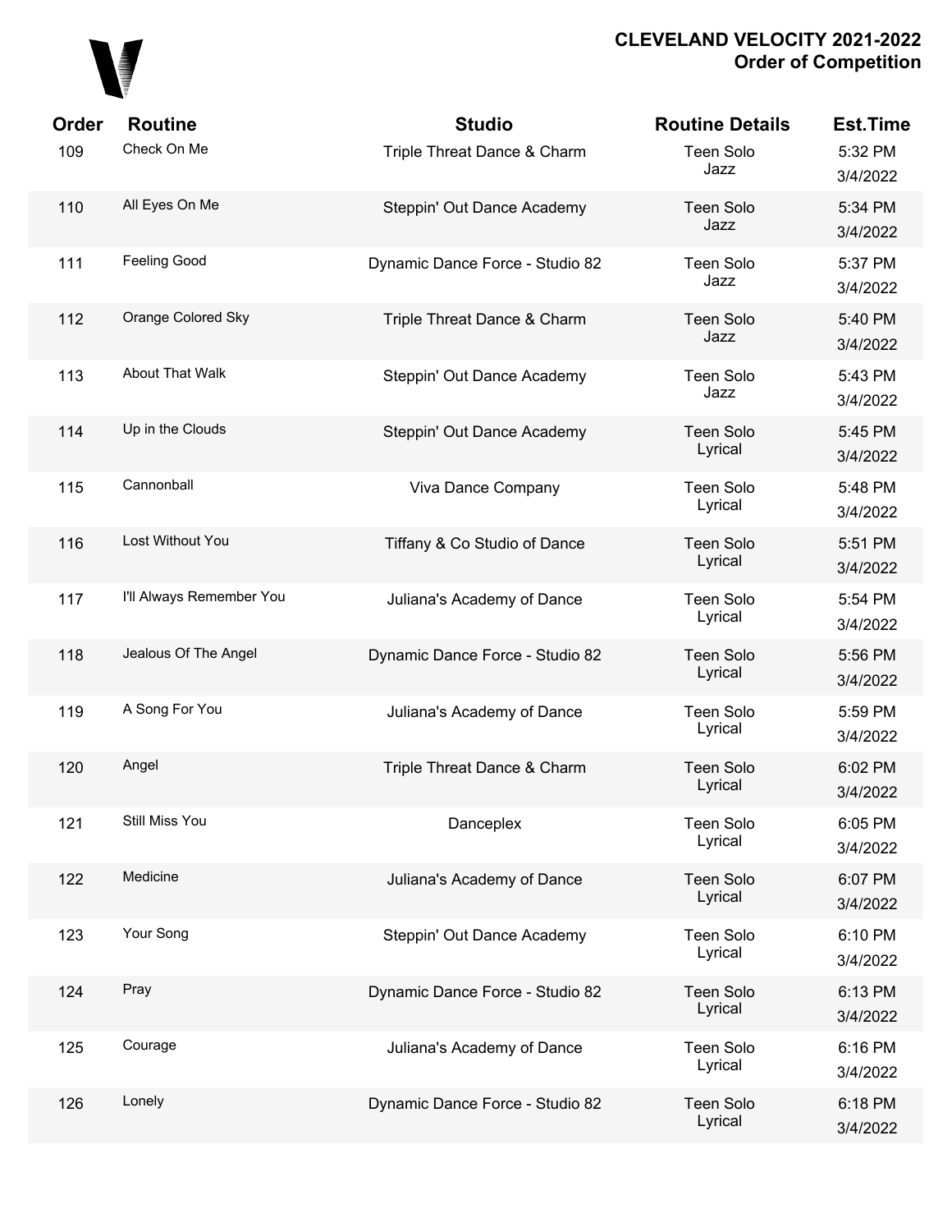# CLEVELAND VELOCITY 2021-2022
## Order of Competition

| Order | Routine | Studio | Routine Details | Est.Time |
|---|---|---|---|---|
| 109 | Check On Me | Triple Threat Dance & Charm | Teen Solo Jazz | 5:32 PM 3/4/2022 |
| 110 | All Eyes On Me | Steppin' Out Dance Academy | Teen Solo Jazz | 5:34 PM 3/4/2022 |
| 111 | Feeling Good | Dynamic Dance Force - Studio 82 | Teen Solo Jazz | 5:37 PM 3/4/2022 |
| 112 | Orange Colored Sky | Triple Threat Dance & Charm | Teen Solo Jazz | 5:40 PM 3/4/2022 |
| 113 | About That Walk | Steppin' Out Dance Academy | Teen Solo Jazz | 5:43 PM 3/4/2022 |
| 114 | Up in the Clouds | Steppin' Out Dance Academy | Teen Solo Lyrical | 5:45 PM 3/4/2022 |
| 115 | Cannonball | Viva Dance Company | Teen Solo Lyrical | 5:48 PM 3/4/2022 |
| 116 | Lost Without You | Tiffany & Co Studio of Dance | Teen Solo Lyrical | 5:51 PM 3/4/2022 |
| 117 | I'll Always Remember You | Juliana's Academy of Dance | Teen Solo Lyrical | 5:54 PM 3/4/2022 |
| 118 | Jealous Of The Angel | Dynamic Dance Force - Studio 82 | Teen Solo Lyrical | 5:56 PM 3/4/2022 |
| 119 | A Song For You | Juliana's Academy of Dance | Teen Solo Lyrical | 5:59 PM 3/4/2022 |
| 120 | Angel | Triple Threat Dance & Charm | Teen Solo Lyrical | 6:02 PM 3/4/2022 |
| 121 | Still Miss You | Danceplex | Teen Solo Lyrical | 6:05 PM 3/4/2022 |
| 122 | Medicine | Juliana's Academy of Dance | Teen Solo Lyrical | 6:07 PM 3/4/2022 |
| 123 | Your Song | Steppin' Out Dance Academy | Teen Solo Lyrical | 6:10 PM 3/4/2022 |
| 124 | Pray | Dynamic Dance Force - Studio 82 | Teen Solo Lyrical | 6:13 PM 3/4/2022 |
| 125 | Courage | Juliana's Academy of Dance | Teen Solo Lyrical | 6:16 PM 3/4/2022 |
| 126 | Lonely | Dynamic Dance Force - Studio 82 | Teen Solo Lyrical | 6:18 PM 3/4/2022 |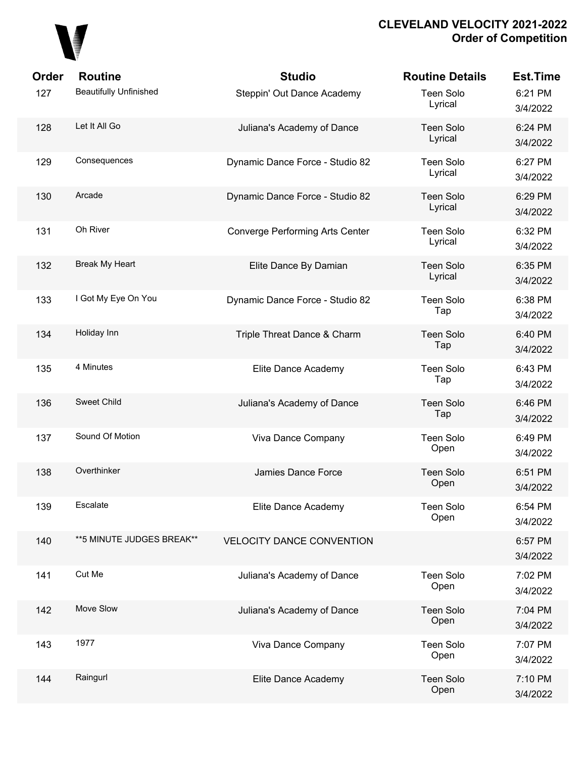**CLEVELAND VELOCITY 2021-2022**
**Order of Competition**

| Order | Routine | Studio | Routine Details | Est.Time |
|---|---|---|---|---|
| 127 | Beautifully Unfinished | Steppin' Out Dance Academy | Teen Solo Lyrical | 6:21 PM 3/4/2022 |
| 128 | Let It All Go | Juliana's Academy of Dance | Teen Solo Lyrical | 6:24 PM 3/4/2022 |
| 129 | Consequences | Dynamic Dance Force - Studio 82 | Teen Solo Lyrical | 6:27 PM 3/4/2022 |
| 130 | Arcade | Dynamic Dance Force - Studio 82 | Teen Solo Lyrical | 6:29 PM 3/4/2022 |
| 131 | Oh River | Converge Performing Arts Center | Teen Solo Lyrical | 6:32 PM 3/4/2022 |
| 132 | Break My Heart | Elite Dance By Damian | Teen Solo Lyrical | 6:35 PM 3/4/2022 |
| 133 | I Got My Eye On You | Dynamic Dance Force - Studio 82 | Teen Solo Tap | 6:38 PM 3/4/2022 |
| 134 | Holiday Inn | Triple Threat Dance & Charm | Teen Solo Tap | 6:40 PM 3/4/2022 |
| 135 | 4 Minutes | Elite Dance Academy | Teen Solo Tap | 6:43 PM 3/4/2022 |
| 136 | Sweet Child | Juliana's Academy of Dance | Teen Solo Tap | 6:46 PM 3/4/2022 |
| 137 | Sound Of Motion | Viva Dance Company | Teen Solo Open | 6:49 PM 3/4/2022 |
| 138 | Overthinker | Jamies Dance Force | Teen Solo Open | 6:51 PM 3/4/2022 |
| 139 | Escalate | Elite Dance Academy | Teen Solo Open | 6:54 PM 3/4/2022 |
| 140 | **5 MINUTE JUDGES BREAK** | VELOCITY DANCE CONVENTION | | 6:57 PM 3/4/2022 |
| 141 | Cut Me | Juliana's Academy of Dance | Teen Solo Open | 7:02 PM 3/4/2022 |
| 142 | Move Slow | Juliana's Academy of Dance | Teen Solo Open | 7:04 PM 3/4/2022 |
| 143 | 1977 | Viva Dance Company | Teen Solo Open | 7:07 PM 3/4/2022 |
| 144 | Raingurl | Elite Dance Academy | Teen Solo Open | 7:10 PM 3/4/2022 |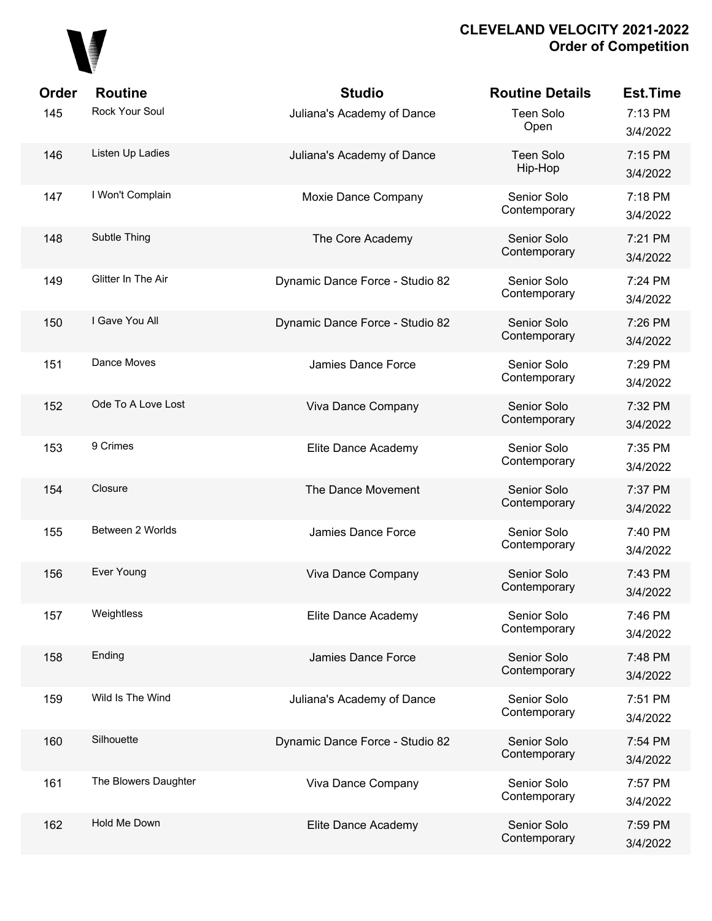# CLEVELAND VELOCITY 2021-2022
## Order of Competition

| Order | Routine | Studio | Routine Details | Est.Time |
|---|---|---|---|---|
| 145 | Rock Your Soul | Juliana's Academy of Dance | Teen Solo Open | 7:13 PM 3/4/2022 |
| 146 | Listen Up Ladies | Juliana's Academy of Dance | Teen Solo Hip-Hop | 7:15 PM 3/4/2022 |
| 147 | I Won't Complain | Moxie Dance Company | Senior Solo Contemporary | 7:18 PM 3/4/2022 |
| 148 | Subtle Thing | The Core Academy | Senior Solo Contemporary | 7:21 PM 3/4/2022 |
| 149 | Glitter In The Air | Dynamic Dance Force - Studio 82 | Senior Solo Contemporary | 7:24 PM 3/4/2022 |
| 150 | I Gave You All | Dynamic Dance Force - Studio 82 | Senior Solo Contemporary | 7:26 PM 3/4/2022 |
| 151 | Dance Moves | Jamies Dance Force | Senior Solo Contemporary | 7:29 PM 3/4/2022 |
| 152 | Ode To A Love Lost | Viva Dance Company | Senior Solo Contemporary | 7:32 PM 3/4/2022 |
| 153 | 9 Crimes | Elite Dance Academy | Senior Solo Contemporary | 7:35 PM 3/4/2022 |
| 154 | Closure | The Dance Movement | Senior Solo Contemporary | 7:37 PM 3/4/2022 |
| 155 | Between 2 Worlds | Jamies Dance Force | Senior Solo Contemporary | 7:40 PM 3/4/2022 |
| 156 | Ever Young | Viva Dance Company | Senior Solo Contemporary | 7:43 PM 3/4/2022 |
| 157 | Weightless | Elite Dance Academy | Senior Solo Contemporary | 7:46 PM 3/4/2022 |
| 158 | Ending | Jamies Dance Force | Senior Solo Contemporary | 7:48 PM 3/4/2022 |
| 159 | Wild Is The Wind | Juliana's Academy of Dance | Senior Solo Contemporary | 7:51 PM 3/4/2022 |
| 160 | Silhouette | Dynamic Dance Force - Studio 82 | Senior Solo Contemporary | 7:54 PM 3/4/2022 |
| 161 | The Blowers Daughter | Viva Dance Company | Senior Solo Contemporary | 7:57 PM 3/4/2022 |
| 162 | Hold Me Down | Elite Dance Academy | Senior Solo Contemporary | 7:59 PM 3/4/2022 |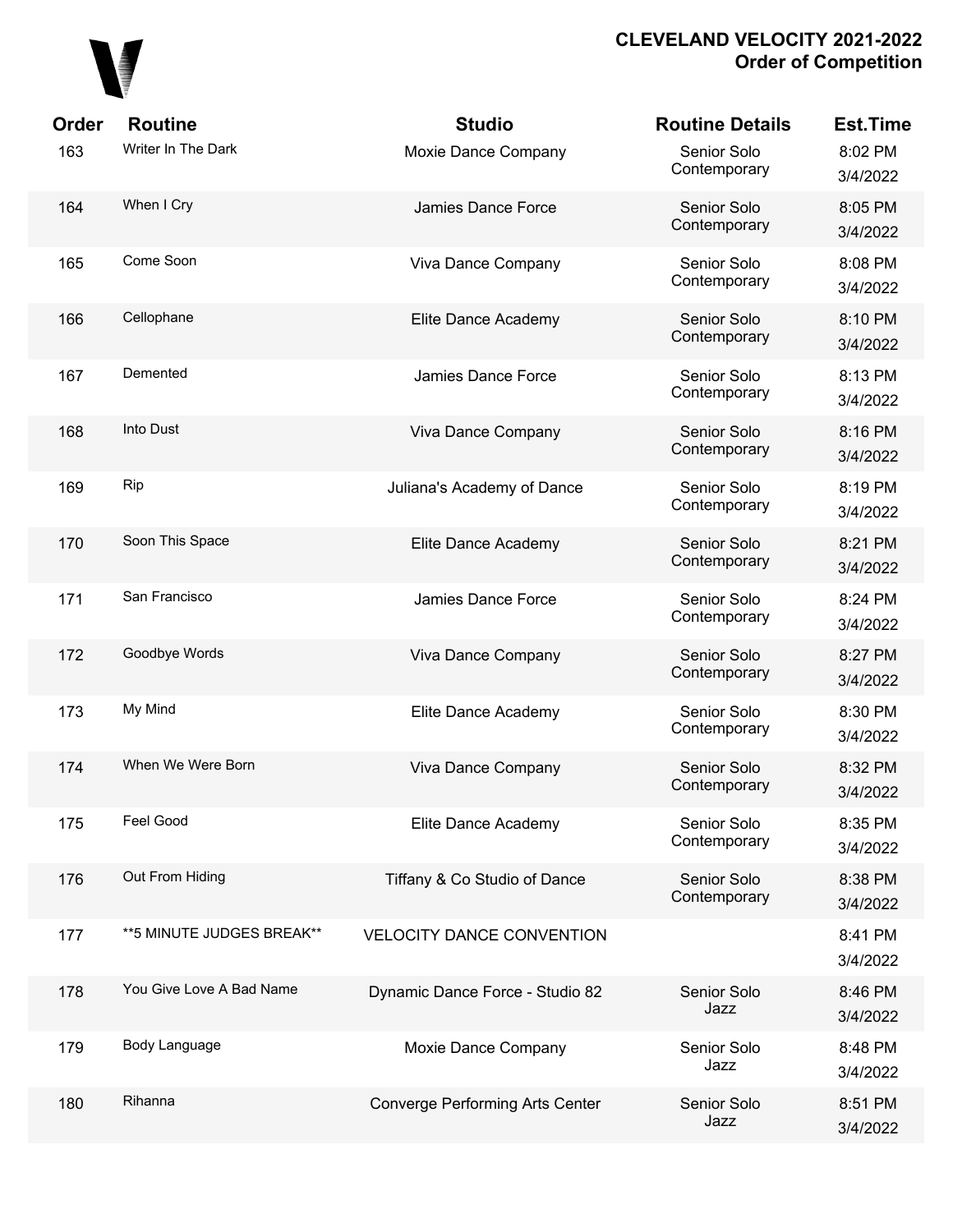| Order | Routine | Studio | Routine Details | Est.Time |
|---|---|---|---|---|
| 163 | Writer In The Dark | Moxie Dance Company | Senior Solo Contemporary | 8:02 PM 3/4/2022 |
| 164 | When I Cry | Jamies Dance Force | Senior Solo Contemporary | 8:05 PM 3/4/2022 |
| 165 | Come Soon | Viva Dance Company | Senior Solo Contemporary | 8:08 PM 3/4/2022 |
| 166 | Cellophane | Elite Dance Academy | Senior Solo Contemporary | 8:10 PM 3/4/2022 |
| 167 | Demented | Jamies Dance Force | Senior Solo Contemporary | 8:13 PM 3/4/2022 |
| 168 | Into Dust | Viva Dance Company | Senior Solo Contemporary | 8:16 PM 3/4/2022 |
| 169 | Rip | Juliana's Academy of Dance | Senior Solo Contemporary | 8:19 PM 3/4/2022 |
| 170 | Soon This Space | Elite Dance Academy | Senior Solo Contemporary | 8:21 PM 3/4/2022 |
| 171 | San Francisco | Jamies Dance Force | Senior Solo Contemporary | 8:24 PM 3/4/2022 |
| 172 | Goodbye Words | Viva Dance Company | Senior Solo Contemporary | 8:27 PM 3/4/2022 |
| 173 | My Mind | Elite Dance Academy | Senior Solo Contemporary | 8:30 PM 3/4/2022 |
| 174 | When We Were Born | Viva Dance Company | Senior Solo Contemporary | 8:32 PM 3/4/2022 |
| 175 | Feel Good | Elite Dance Academy | Senior Solo Contemporary | 8:35 PM 3/4/2022 |
| 176 | Out From Hiding | Tiffany & Co Studio of Dance | Senior Solo Contemporary | 8:38 PM 3/4/2022 |
| 177 | **5 MINUTE JUDGES BREAK** | VELOCITY DANCE CONVENTION | | 8:41 PM 3/4/2022 |
| 178 | You Give Love A Bad Name | Dynamic Dance Force - Studio 82 | Senior Solo Jazz | 8:46 PM 3/4/2022 |
| 179 | Body Language | Moxie Dance Company | Senior Solo Jazz | 8:48 PM 3/4/2022 |
| 180 | Rihanna | Converge Performing Arts Center | Senior Solo Jazz | 8:51 PM 3/4/2022 |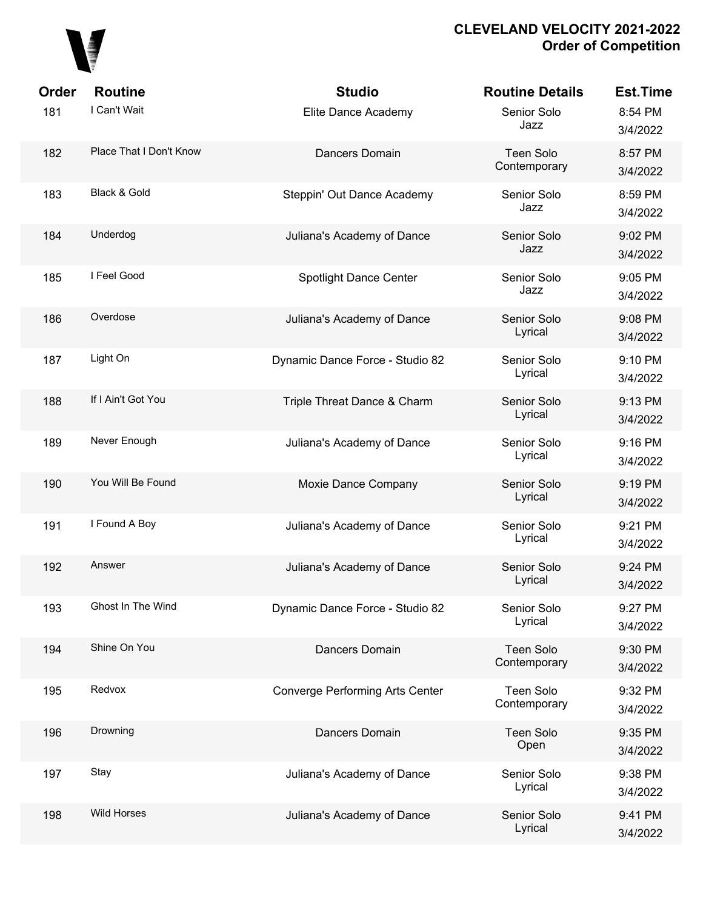**CLEVELAND VELOCITY 2021-2022**
**Order of Competition**

| Order | Routine | Studio | Routine Details | Est.Time |
|---|---|---|---|---|
| 181 | I Can't Wait | Elite Dance Academy | Senior Solo Jazz | 8:54 PM 3/4/2022 |
| 182 | Place That I Don't Know | Dancers Domain | Teen Solo Contemporary | 8:57 PM 3/4/2022 |
| 183 | Black & Gold | Steppin' Out Dance Academy | Senior Solo Jazz | 8:59 PM 3/4/2022 |
| 184 | Underdog | Juliana's Academy of Dance | Senior Solo Jazz | 9:02 PM 3/4/2022 |
| 185 | I Feel Good | Spotlight Dance Center | Senior Solo Jazz | 9:05 PM 3/4/2022 |
| 186 | Overdose | Juliana's Academy of Dance | Senior Solo Lyrical | 9:08 PM 3/4/2022 |
| 187 | Light On | Dynamic Dance Force - Studio 82 | Senior Solo Lyrical | 9:10 PM 3/4/2022 |
| 188 | If I Ain't Got You | Triple Threat Dance & Charm | Senior Solo Lyrical | 9:13 PM 3/4/2022 |
| 189 | Never Enough | Juliana's Academy of Dance | Senior Solo Lyrical | 9:16 PM 3/4/2022 |
| 190 | You Will Be Found | Moxie Dance Company | Senior Solo Lyrical | 9:19 PM 3/4/2022 |
| 191 | I Found A Boy | Juliana's Academy of Dance | Senior Solo Lyrical | 9:21 PM 3/4/2022 |
| 192 | Answer | Juliana's Academy of Dance | Senior Solo Lyrical | 9:24 PM 3/4/2022 |
| 193 | Ghost In The Wind | Dynamic Dance Force - Studio 82 | Senior Solo Lyrical | 9:27 PM 3/4/2022 |
| 194 | Shine On You | Dancers Domain | Teen Solo Contemporary | 9:30 PM 3/4/2022 |
| 195 | Redvox | Converge Performing Arts Center | Teen Solo Contemporary | 9:32 PM 3/4/2022 |
| 196 | Drowning | Dancers Domain | Teen Solo Open | 9:35 PM 3/4/2022 |
| 197 | Stay | Juliana's Academy of Dance | Senior Solo Lyrical | 9:38 PM 3/4/2022 |
| 198 | Wild Horses | Juliana's Academy of Dance | Senior Solo Lyrical | 9:41 PM 3/4/2022 |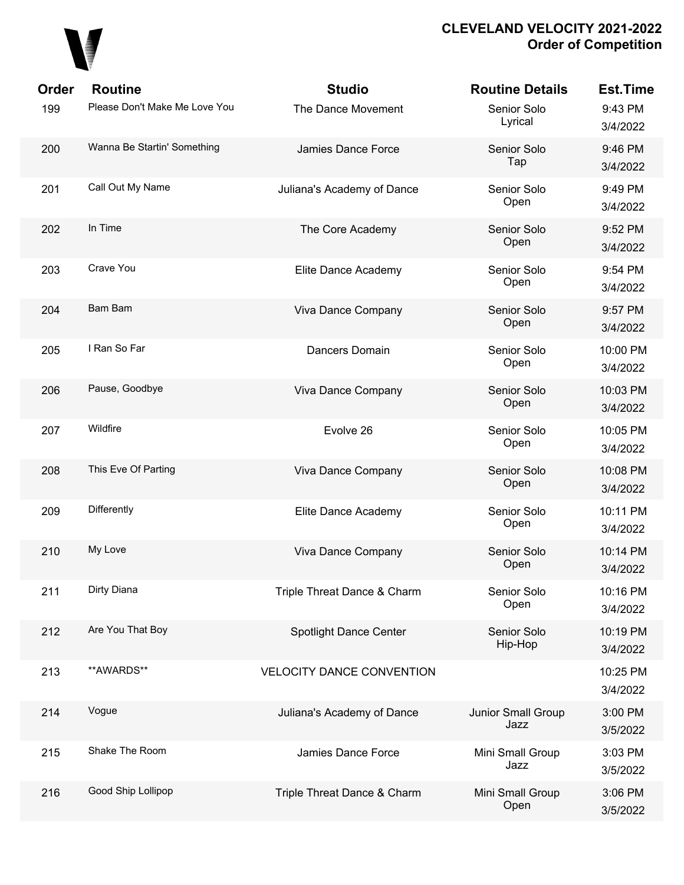# CLEVELAND VELOCITY 2021-2022
## Order of Competition

| Order | Routine | Studio | Routine Details | Est.Time |
|---|---|---|---|---|
| 199 | Please Don't Make Me Love You | The Dance Movement | Senior Solo Lyrical | 9:43 PM 3/4/2022 |
| 200 | Wanna Be Startin' Something | Jamies Dance Force | Senior Solo Tap | 9:46 PM 3/4/2022 |
| 201 | Call Out My Name | Juliana's Academy of Dance | Senior Solo Open | 9:49 PM 3/4/2022 |
| 202 | In Time | The Core Academy | Senior Solo Open | 9:52 PM 3/4/2022 |
| 203 | Crave You | Elite Dance Academy | Senior Solo Open | 9:54 PM 3/4/2022 |
| 204 | Bam Bam | Viva Dance Company | Senior Solo Open | 9:57 PM 3/4/2022 |
| 205 | I Ran So Far | Dancers Domain | Senior Solo Open | 10:00 PM 3/4/2022 |
| 206 | Pause, Goodbye | Viva Dance Company | Senior Solo Open | 10:03 PM 3/4/2022 |
| 207 | Wildfire | Evolve 26 | Senior Solo Open | 10:05 PM 3/4/2022 |
| 208 | This Eve Of Parting | Viva Dance Company | Senior Solo Open | 10:08 PM 3/4/2022 |
| 209 | Differently | Elite Dance Academy | Senior Solo Open | 10:11 PM 3/4/2022 |
| 210 | My Love | Viva Dance Company | Senior Solo Open | 10:14 PM 3/4/2022 |
| 211 | Dirty Diana | Triple Threat Dance & Charm | Senior Solo Open | 10:16 PM 3/4/2022 |
| 212 | Are You That Boy | Spotlight Dance Center | Senior Solo Hip-Hop | 10:19 PM 3/4/2022 |
| 213 | **AWARDS** | VELOCITY DANCE CONVENTION | | 10:25 PM 3/4/2022 |
| 214 | Vogue | Juliana's Academy of Dance | Junior Small Group Jazz | 3:00 PM 3/5/2022 |
| 215 | Shake The Room | Jamies Dance Force | Mini Small Group Jazz | 3:03 PM 3/5/2022 |
| 216 | Good Ship Lollipop | Triple Threat Dance & Charm | Mini Small Group Open | 3:06 PM 3/5/2022 |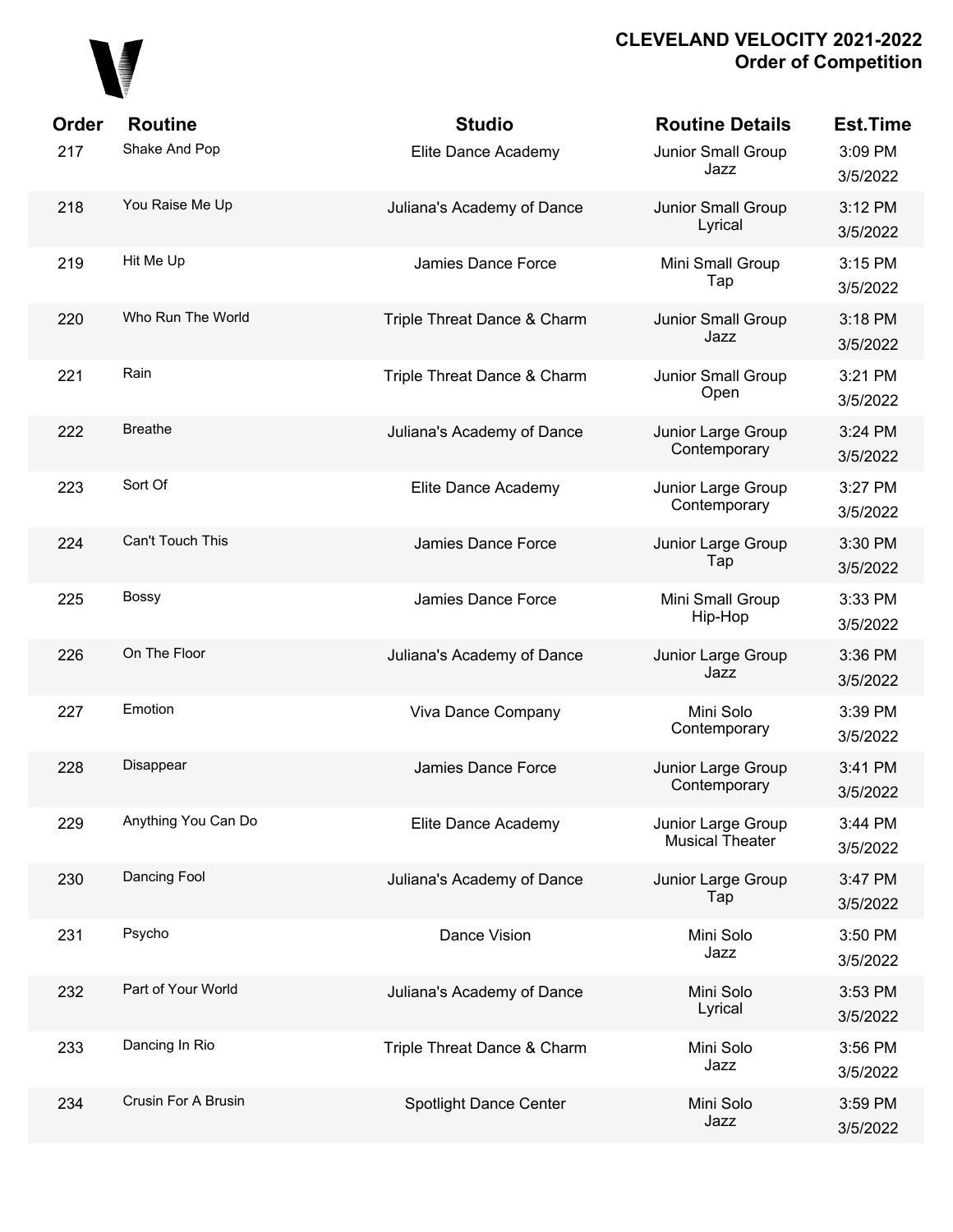**CLEVELAND VELOCITY 2021-2022**
**Order of Competition**

| Order | Routine | Studio | Routine Details | Est.Time |
|---|---|---|---|---|
| 217 | Shake And Pop | Elite Dance Academy | Junior Small Group Jazz | 3:09 PM 3/5/2022 |
| 218 | You Raise Me Up | Juliana's Academy of Dance | Junior Small Group Lyrical | 3:12 PM 3/5/2022 |
| 219 | Hit Me Up | Jamies Dance Force | Mini Small Group Tap | 3:15 PM 3/5/2022 |
| 220 | Who Run The World | Triple Threat Dance & Charm | Junior Small Group Jazz | 3:18 PM 3/5/2022 |
| 221 | Rain | Triple Threat Dance & Charm | Junior Small Group Open | 3:21 PM 3/5/2022 |
| 222 | Breathe | Juliana's Academy of Dance | Junior Large Group Contemporary | 3:24 PM 3/5/2022 |
| 223 | Sort Of | Elite Dance Academy | Junior Large Group Contemporary | 3:27 PM 3/5/2022 |
| 224 | Can't Touch This | Jamies Dance Force | Junior Large Group Tap | 3:30 PM 3/5/2022 |
| 225 | Bossy | Jamies Dance Force | Mini Small Group Hip-Hop | 3:33 PM 3/5/2022 |
| 226 | On The Floor | Juliana's Academy of Dance | Junior Large Group Jazz | 3:36 PM 3/5/2022 |
| 227 | Emotion | Viva Dance Company | Mini Solo Contemporary | 3:39 PM 3/5/2022 |
| 228 | Disappear | Jamies Dance Force | Junior Large Group Contemporary | 3:41 PM 3/5/2022 |
| 229 | Anything You Can Do | Elite Dance Academy | Junior Large Group Musical Theater | 3:44 PM 3/5/2022 |
| 230 | Dancing Fool | Juliana's Academy of Dance | Junior Large Group Tap | 3:47 PM 3/5/2022 |
| 231 | Psycho | Dance Vision | Mini Solo Jazz | 3:50 PM 3/5/2022 |
| 232 | Part of Your World | Juliana's Academy of Dance | Mini Solo Lyrical | 3:53 PM 3/5/2022 |
| 233 | Dancing In Rio | Triple Threat Dance & Charm | Mini Solo Jazz | 3:56 PM 3/5/2022 |
| 234 | Crusin For A Brusin | Spotlight Dance Center | Mini Solo Jazz | 3:59 PM 3/5/2022 |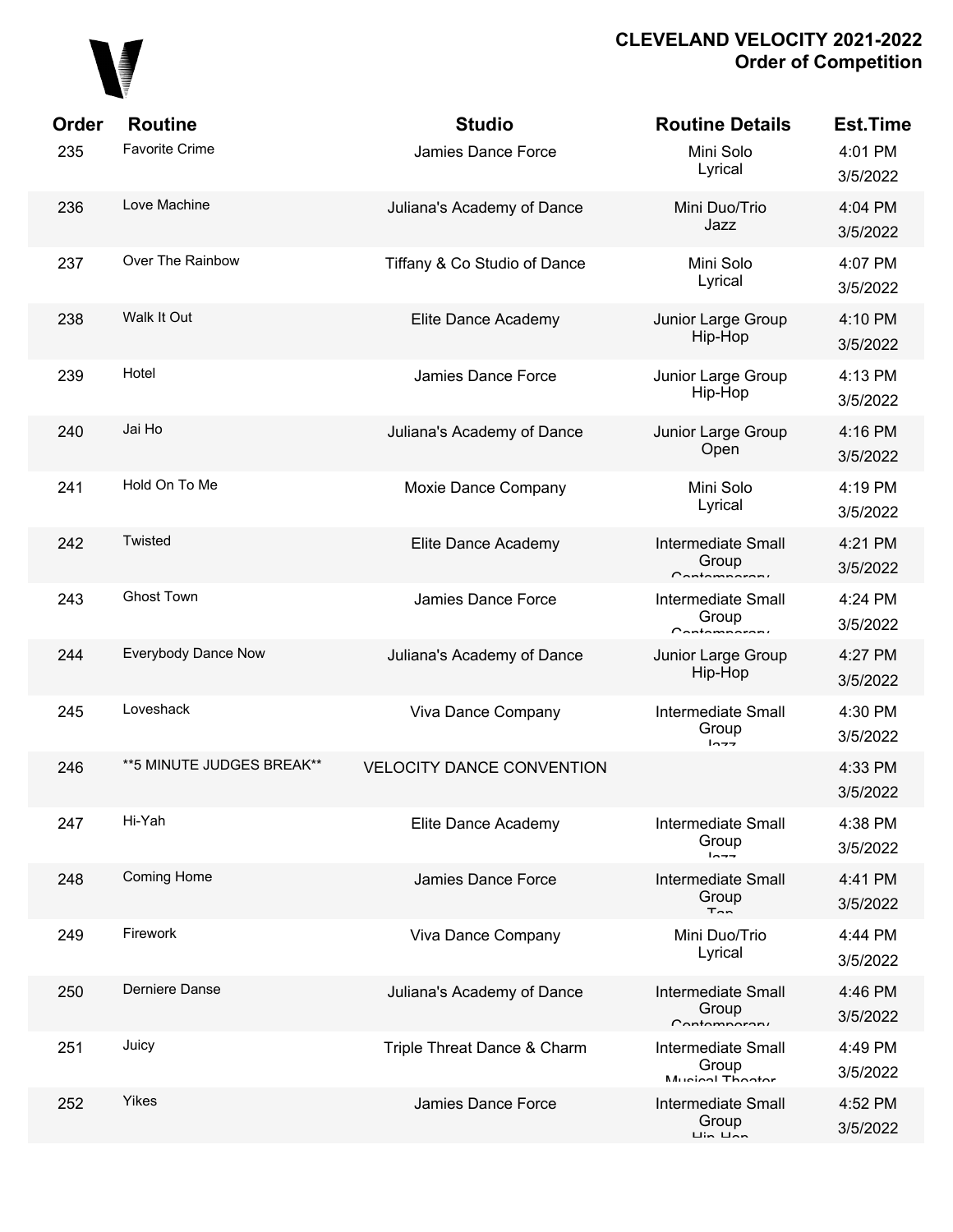# CLEVELAND VELOCITY 2021-2022
## Order of Competition

| Order | Routine | Studio | Routine Details | Est.Time |
|---|---|---|---|---|
| 235 | Favorite Crime | Jamies Dance Force | Mini Solo Lyrical | 4:01 PM 3/5/2022 |
| 236 | Love Machine | Juliana's Academy of Dance | Mini Duo/Trio Jazz | 4:04 PM 3/5/2022 |
| 237 | Over The Rainbow | Tiffany & Co Studio of Dance | Mini Solo Lyrical | 4:07 PM 3/5/2022 |
| 238 | Walk It Out | Elite Dance Academy | Junior Large Group Hip-Hop | 4:10 PM 3/5/2022 |
| 239 | Hotel | Jamies Dance Force | Junior Large Group Hip-Hop | 4:13 PM 3/5/2022 |
| 240 | Jai Ho | Juliana's Academy of Dance | Junior Large Group Open | 4:16 PM 3/5/2022 |
| 241 | Hold On To Me | Moxie Dance Company | Mini Solo Lyrical | 4:19 PM 3/5/2022 |
| 242 | Twisted | Elite Dance Academy | Intermediate Small Group Contemporary | 4:21 PM 3/5/2022 |
| 243 | Ghost Town | Jamies Dance Force | Intermediate Small Group Contemporary | 4:24 PM 3/5/2022 |
| 244 | Everybody Dance Now | Juliana's Academy of Dance | Junior Large Group Hip-Hop | 4:27 PM 3/5/2022 |
| 245 | Loveshack | Viva Dance Company | Intermediate Small Group Jazz | 4:30 PM 3/5/2022 |
| 246 | **5 MINUTE JUDGES BREAK** | VELOCITY DANCE CONVENTION | | 4:33 PM 3/5/2022 |
| 247 | Hi-Yah | Elite Dance Academy | Intermediate Small Group Jazz | 4:38 PM 3/5/2022 |
| 248 | Coming Home | Jamies Dance Force | Intermediate Small Group Tap | 4:41 PM 3/5/2022 |
| 249 | Firework | Viva Dance Company | Mini Duo/Trio Lyrical | 4:44 PM 3/5/2022 |
| 250 | Derniere Danse | Juliana's Academy of Dance | Intermediate Small Group Contemporary | 4:46 PM 3/5/2022 |
| 251 | Juicy | Triple Threat Dance & Charm | Intermediate Small Group Musical Theater | 4:49 PM 3/5/2022 |
| 252 | Yikes | Jamies Dance Force | Intermediate Small Group Hip-Hop | 4:52 PM 3/5/2022 |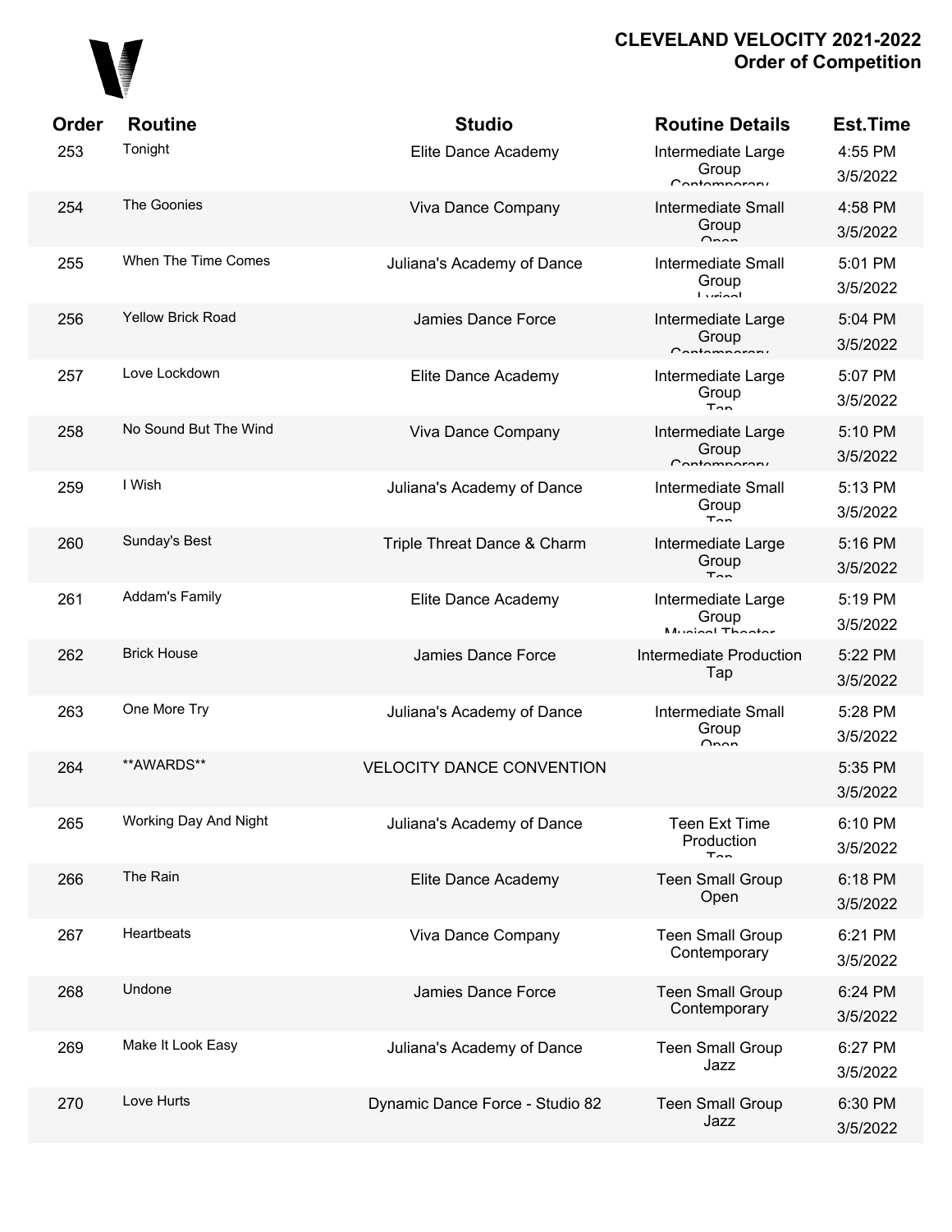# CLEVELAND VELOCITY 2021-2022
## Order of Competition

| Order | Routine | Studio | Routine Details | Est.Time |
|---|---|---|---|---|
| 253 | Tonight | Elite Dance Academy | Intermediate Large Group Contemporary | 4:55 PM 3/5/2022 |
| 254 | The Goonies | Viva Dance Company | Intermediate Small Group Open | 4:58 PM 3/5/2022 |
| 255 | When The Time Comes | Juliana's Academy of Dance | Intermediate Small Group Lyrical | 5:01 PM 3/5/2022 |
| 256 | Yellow Brick Road | Jamies Dance Force | Intermediate Large Group Contemporary | 5:04 PM 3/5/2022 |
| 257 | Love Lockdown | Elite Dance Academy | Intermediate Large Group Tap | 5:07 PM 3/5/2022 |
| 258 | No Sound But The Wind | Viva Dance Company | Intermediate Large Group Contemporary | 5:10 PM 3/5/2022 |
| 259 | I Wish | Juliana's Academy of Dance | Intermediate Small Group Tap | 5:13 PM 3/5/2022 |
| 260 | Sunday's Best | Triple Threat Dance & Charm | Intermediate Large Group Tap | 5:16 PM 3/5/2022 |
| 261 | Addam's Family | Elite Dance Academy | Intermediate Large Group Musical Theater | 5:19 PM 3/5/2022 |
| 262 | Brick House | Jamies Dance Force | Intermediate Production Tap | 5:22 PM 3/5/2022 |
| 263 | One More Try | Juliana's Academy of Dance | Intermediate Small Group Open | 5:28 PM 3/5/2022 |
| 264 | **AWARDS** | VELOCITY DANCE CONVENTION | | 5:35 PM 3/5/2022 |
| 265 | Working Day And Night | Juliana's Academy of Dance | Teen Ext Time Production Tap | 6:10 PM 3/5/2022 |
| 266 | The Rain | Elite Dance Academy | Teen Small Group Open | 6:18 PM 3/5/2022 |
| 267 | Heartbeats | Viva Dance Company | Teen Small Group Contemporary | 6:21 PM 3/5/2022 |
| 268 | Undone | Jamies Dance Force | Teen Small Group Contemporary | 6:24 PM 3/5/2022 |
| 269 | Make It Look Easy | Juliana's Academy of Dance | Teen Small Group Jazz | 6:27 PM 3/5/2022 |
| 270 | Love Hurts | Dynamic Dance Force - Studio 82 | Teen Small Group Jazz | 6:30 PM 3/5/2022 |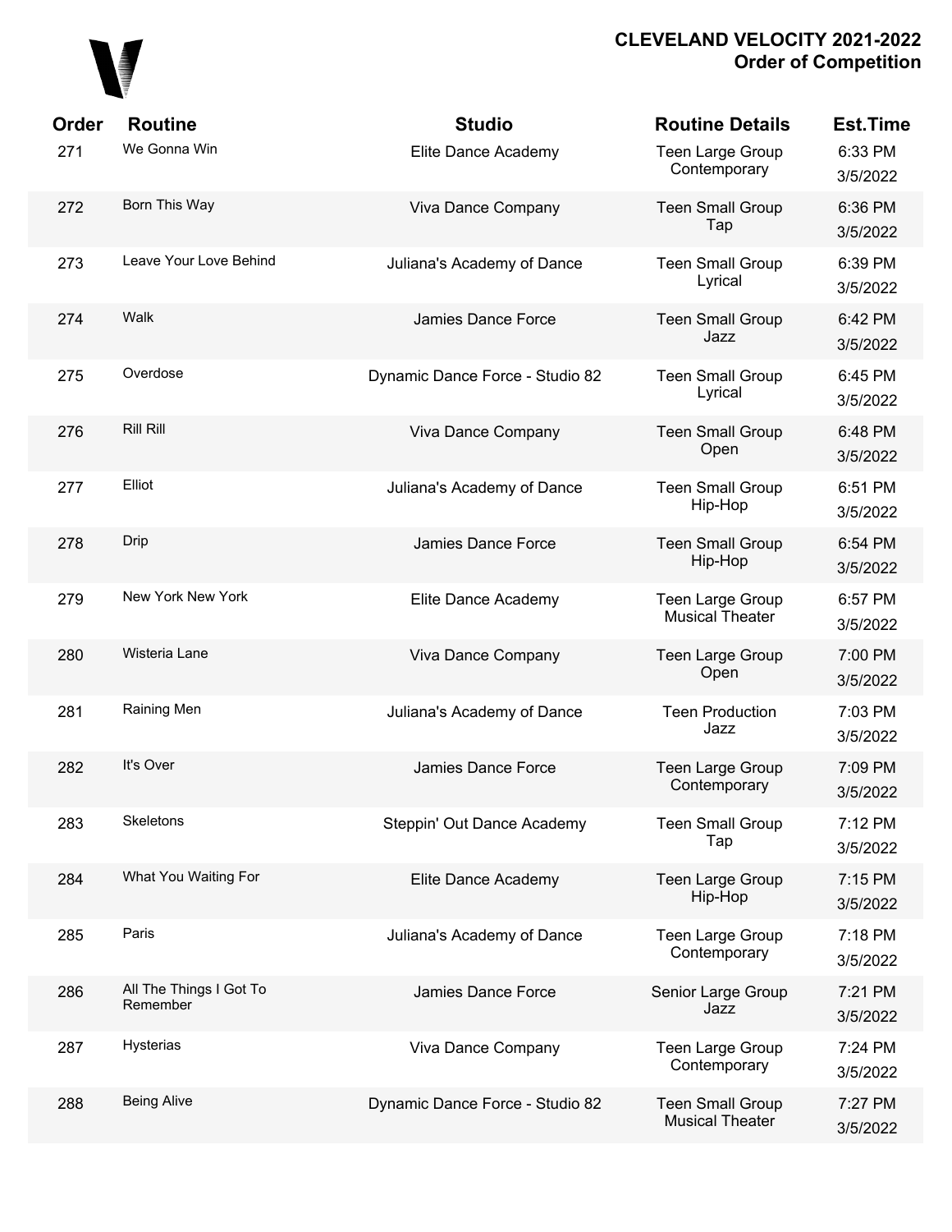**CLEVELAND VELOCITY 2021-2022**
**Order of Competition**

| Order | Routine | Studio | Routine Details | Est.Time |
|---|---|---|---|---|
| 271 | We Gonna Win | Elite Dance Academy | Teen Large Group Contemporary | 6:33 PM 3/5/2022 |
| 272 | Born This Way | Viva Dance Company | Teen Small Group Tap | 6:36 PM 3/5/2022 |
| 273 | Leave Your Love Behind | Juliana's Academy of Dance | Teen Small Group Lyrical | 6:39 PM 3/5/2022 |
| 274 | Walk | Jamies Dance Force | Teen Small Group Jazz | 6:42 PM 3/5/2022 |
| 275 | Overdose | Dynamic Dance Force - Studio 82 | Teen Small Group Lyrical | 6:45 PM 3/5/2022 |
| 276 | Rill Rill | Viva Dance Company | Teen Small Group Open | 6:48 PM 3/5/2022 |
| 277 | Elliot | Juliana's Academy of Dance | Teen Small Group Hip-Hop | 6:51 PM 3/5/2022 |
| 278 | Drip | Jamies Dance Force | Teen Small Group Hip-Hop | 6:54 PM 3/5/2022 |
| 279 | New York New York | Elite Dance Academy | Teen Large Group Musical Theater | 6:57 PM 3/5/2022 |
| 280 | Wisteria Lane | Viva Dance Company | Teen Large Group Open | 7:00 PM 3/5/2022 |
| 281 | Raining Men | Juliana's Academy of Dance | Teen Production Jazz | 7:03 PM 3/5/2022 |
| 282 | It's Over | Jamies Dance Force | Teen Large Group Contemporary | 7:09 PM 3/5/2022 |
| 283 | Skeletons | Steppin' Out Dance Academy | Teen Small Group Tap | 7:12 PM 3/5/2022 |
| 284 | What You Waiting For | Elite Dance Academy | Teen Large Group Hip-Hop | 7:15 PM 3/5/2022 |
| 285 | Paris | Juliana's Academy of Dance | Teen Large Group Contemporary | 7:18 PM 3/5/2022 |
| 286 | All The Things I Got To Remember | Jamies Dance Force | Senior Large Group Jazz | 7:21 PM 3/5/2022 |
| 287 | Hysterias | Viva Dance Company | Teen Large Group Contemporary | 7:24 PM 3/5/2022 |
| 288 | Being Alive | Dynamic Dance Force - Studio 82 | Teen Small Group Musical Theater | 7:27 PM 3/5/2022 |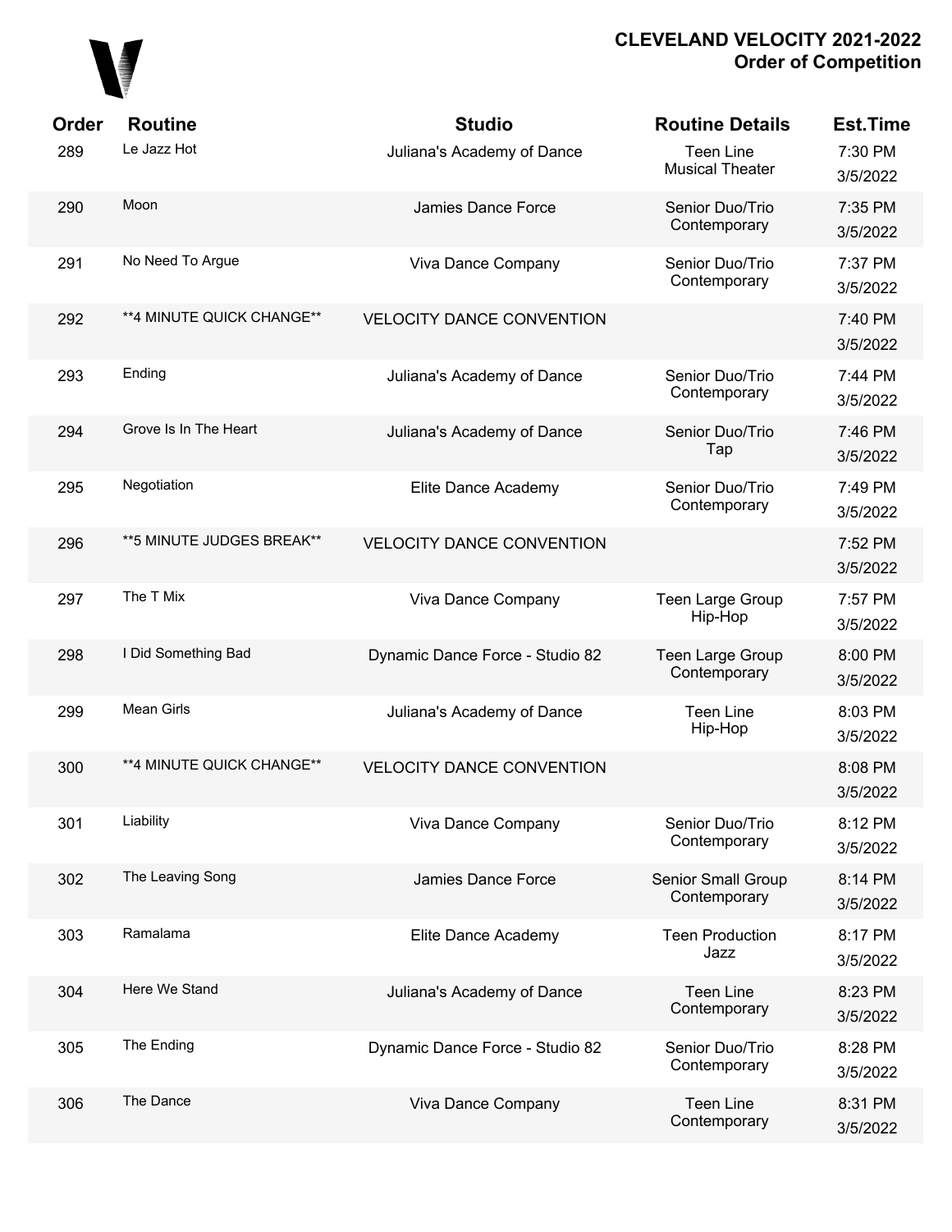# CLEVELAND VELOCITY 2021-2022
## Order of Competition

| Order | Routine | Studio | Routine Details | Est.Time |
|---|---|---|---|---|
| 289 | Le Jazz Hot | Juliana's Academy of Dance | Teen Line Musical Theater | 7:30 PM 3/5/2022 |
| 290 | Moon | Jamies Dance Force | Senior Duo/Trio Contemporary | 7:35 PM 3/5/2022 |
| 291 | No Need To Argue | Viva Dance Company | Senior Duo/Trio Contemporary | 7:37 PM 3/5/2022 |
| 292 | **4 MINUTE QUICK CHANGE** | VELOCITY DANCE CONVENTION | | 7:40 PM 3/5/2022 |
| 293 | Ending | Juliana's Academy of Dance | Senior Duo/Trio Contemporary | 7:44 PM 3/5/2022 |
| 294 | Grove Is In The Heart | Juliana's Academy of Dance | Senior Duo/Trio Tap | 7:46 PM 3/5/2022 |
| 295 | Negotiation | Elite Dance Academy | Senior Duo/Trio Contemporary | 7:49 PM 3/5/2022 |
| 296 | **5 MINUTE JUDGES BREAK** | VELOCITY DANCE CONVENTION | | 7:52 PM 3/5/2022 |
| 297 | The T Mix | Viva Dance Company | Teen Large Group Hip-Hop | 7:57 PM 3/5/2022 |
| 298 | I Did Something Bad | Dynamic Dance Force - Studio 82 | Teen Large Group Contemporary | 8:00 PM 3/5/2022 |
| 299 | Mean Girls | Juliana's Academy of Dance | Teen Line Hip-Hop | 8:03 PM 3/5/2022 |
| 300 | **4 MINUTE QUICK CHANGE** | VELOCITY DANCE CONVENTION | | 8:08 PM 3/5/2022 |
| 301 | Liability | Viva Dance Company | Senior Duo/Trio Contemporary | 8:12 PM 3/5/2022 |
| 302 | The Leaving Song | Jamies Dance Force | Senior Small Group Contemporary | 8:14 PM 3/5/2022 |
| 303 | Ramalama | Elite Dance Academy | Teen Production Jazz | 8:17 PM 3/5/2022 |
| 304 | Here We Stand | Juliana's Academy of Dance | Teen Line Contemporary | 8:23 PM 3/5/2022 |
| 305 | The Ending | Dynamic Dance Force - Studio 82 | Senior Duo/Trio Contemporary | 8:28 PM 3/5/2022 |
| 306 | The Dance | Viva Dance Company | Teen Line Contemporary | 8:31 PM 3/5/2022 |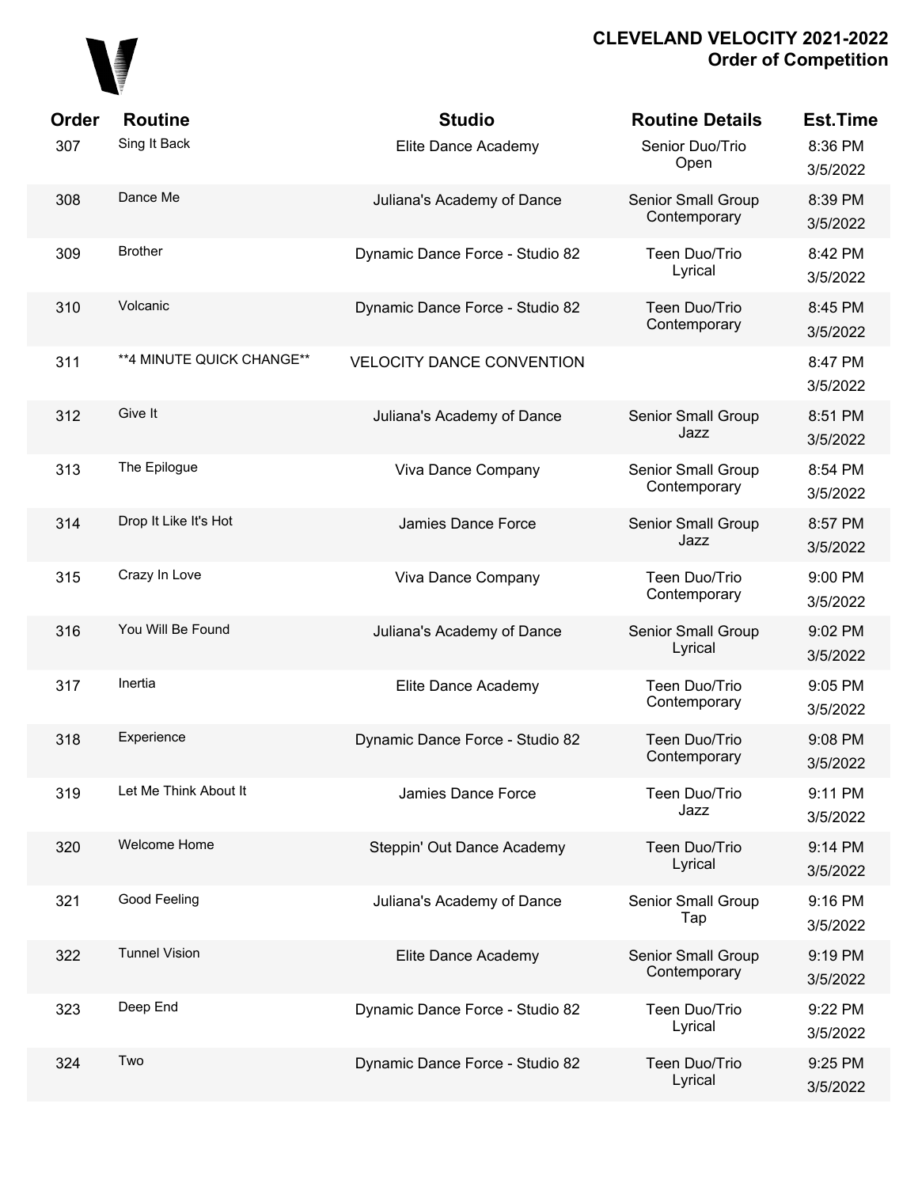# CLEVELAND VELOCITY 2021-2022
## Order of Competition

| Order | Routine | Studio | Routine Details | Est.Time |
|---|---|---|---|---|
| 307 | Sing It Back | Elite Dance Academy | Senior Duo/Trio Open | 8:36 PM 3/5/2022 |
| 308 | Dance Me | Juliana's Academy of Dance | Senior Small Group Contemporary | 8:39 PM 3/5/2022 |
| 309 | Brother | Dynamic Dance Force - Studio 82 | Teen Duo/Trio Lyrical | 8:42 PM 3/5/2022 |
| 310 | Volcanic | Dynamic Dance Force - Studio 82 | Teen Duo/Trio Contemporary | 8:45 PM 3/5/2022 |
| 311 | **4 MINUTE QUICK CHANGE** | VELOCITY DANCE CONVENTION | | 8:47 PM 3/5/2022 |
| 312 | Give It | Juliana's Academy of Dance | Senior Small Group Jazz | 8:51 PM 3/5/2022 |
| 313 | The Epilogue | Viva Dance Company | Senior Small Group Contemporary | 8:54 PM 3/5/2022 |
| 314 | Drop It Like It's Hot | Jamies Dance Force | Senior Small Group Jazz | 8:57 PM 3/5/2022 |
| 315 | Crazy In Love | Viva Dance Company | Teen Duo/Trio Contemporary | 9:00 PM 3/5/2022 |
| 316 | You Will Be Found | Juliana's Academy of Dance | Senior Small Group Lyrical | 9:02 PM 3/5/2022 |
| 317 | Inertia | Elite Dance Academy | Teen Duo/Trio Contemporary | 9:05 PM 3/5/2022 |
| 318 | Experience | Dynamic Dance Force - Studio 82 | Teen Duo/Trio Contemporary | 9:08 PM 3/5/2022 |
| 319 | Let Me Think About It | Jamies Dance Force | Teen Duo/Trio Jazz | 9:11 PM 3/5/2022 |
| 320 | Welcome Home | Steppin' Out Dance Academy | Teen Duo/Trio Lyrical | 9:14 PM 3/5/2022 |
| 321 | Good Feeling | Juliana's Academy of Dance | Senior Small Group Tap | 9:16 PM 3/5/2022 |
| 322 | Tunnel Vision | Elite Dance Academy | Senior Small Group Contemporary | 9:19 PM 3/5/2022 |
| 323 | Deep End | Dynamic Dance Force - Studio 82 | Teen Duo/Trio Lyrical | 9:22 PM 3/5/2022 |
| 324 | Two | Dynamic Dance Force - Studio 82 | Teen Duo/Trio Lyrical | 9:25 PM 3/5/2022 |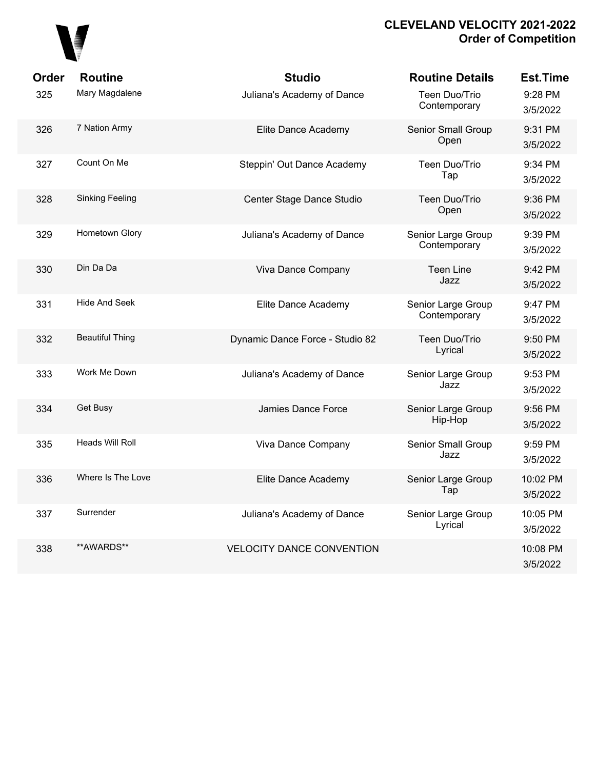# CLEVELAND VELOCITY 2021-2022
## Order of Competition

| Order | Routine | Studio | Routine Details | Est.Time |
|---|---|---|---|---|
| 325 | Mary Magdalene | Juliana's Academy of Dance | Teen Duo/Trio Contemporary | 9:28 PM 3/5/2022 |
| 326 | 7 Nation Army | Elite Dance Academy | Senior Small Group Open | 9:31 PM 3/5/2022 |
| 327 | Count On Me | Steppin' Out Dance Academy | Teen Duo/Trio Tap | 9:34 PM 3/5/2022 |
| 328 | Sinking Feeling | Center Stage Dance Studio | Teen Duo/Trio Open | 9:36 PM 3/5/2022 |
| 329 | Hometown Glory | Juliana's Academy of Dance | Senior Large Group Contemporary | 9:39 PM 3/5/2022 |
| 330 | Din Da Da | Viva Dance Company | Teen Line Jazz | 9:42 PM 3/5/2022 |
| 331 | Hide And Seek | Elite Dance Academy | Senior Large Group Contemporary | 9:47 PM 3/5/2022 |
| 332 | Beautiful Thing | Dynamic Dance Force - Studio 82 | Teen Duo/Trio Lyrical | 9:50 PM 3/5/2022 |
| 333 | Work Me Down | Juliana's Academy of Dance | Senior Large Group Jazz | 9:53 PM 3/5/2022 |
| 334 | Get Busy | Jamies Dance Force | Senior Large Group Hip-Hop | 9:56 PM 3/5/2022 |
| 335 | Heads Will Roll | Viva Dance Company | Senior Small Group Jazz | 9:59 PM 3/5/2022 |
| 336 | Where Is The Love | Elite Dance Academy | Senior Large Group Tap | 10:02 PM 3/5/2022 |
| 337 | Surrender | Juliana's Academy of Dance | Senior Large Group Lyrical | 10:05 PM 3/5/2022 |
| 338 | **AWARDS** | VELOCITY DANCE CONVENTION | | 10:08 PM 3/5/2022 |